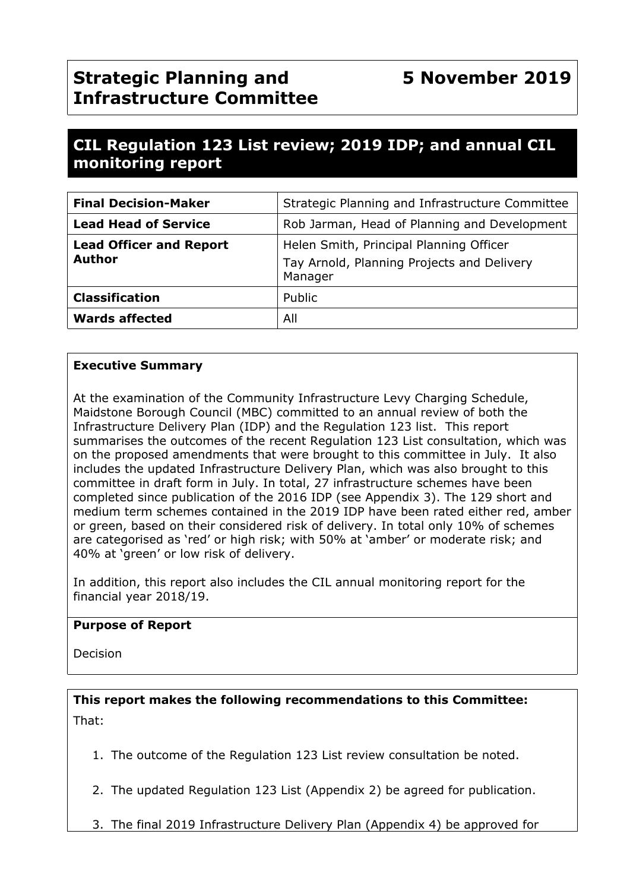# Strategic Planning and Infrastructure Committee

**5 November 2019**

## CIL Regulation 123 List review; 2019 IDP; and annual CIL monitoring report

| **Final Decision-Maker** | Strategic Planning and Infrastructure Committee |
|---|---|
| **Lead Head of Service** | Rob Jarman, Head of Planning and Development |
| **Lead Officer and Report Author** | Helen Smith, Principal Planning Officer<br>Tay Arnold, Planning Projects and Delivery Manager |
| **Classification** | Public |
| **Wards affected** | All |

**Executive Summary**

At the examination of the Community Infrastructure Levy Charging Schedule, Maidstone Borough Council (MBC) committed to an annual review of both the Infrastructure Delivery Plan (IDP) and the Regulation 123 list. This report summarises the outcomes of the recent Regulation 123 List consultation, which was on the proposed amendments that were brought to this committee in July. It also includes the updated Infrastructure Delivery Plan, which was also brought to this committee in draft form in July. In total, 27 infrastructure schemes have been completed since publication of the 2016 IDP (see Appendix 3). The 129 short and medium term schemes contained in the 2019 IDP have been rated either red, amber or green, based on their considered risk of delivery. In total only 10% of schemes are categorised as 'red' or high risk; with 50% at 'amber' or moderate risk; and 40% at 'green' or low risk of delivery.

In addition, this report also includes the CIL annual monitoring report for the financial year 2018/19.

**Purpose of Report**

Decision

**This report makes the following recommendations to this Committee:**

That:

1. The outcome of the Regulation 123 List review consultation be noted.
2. The updated Regulation 123 List (Appendix 2) be agreed for publication.
3. The final 2019 Infrastructure Delivery Plan (Appendix 4) be approved for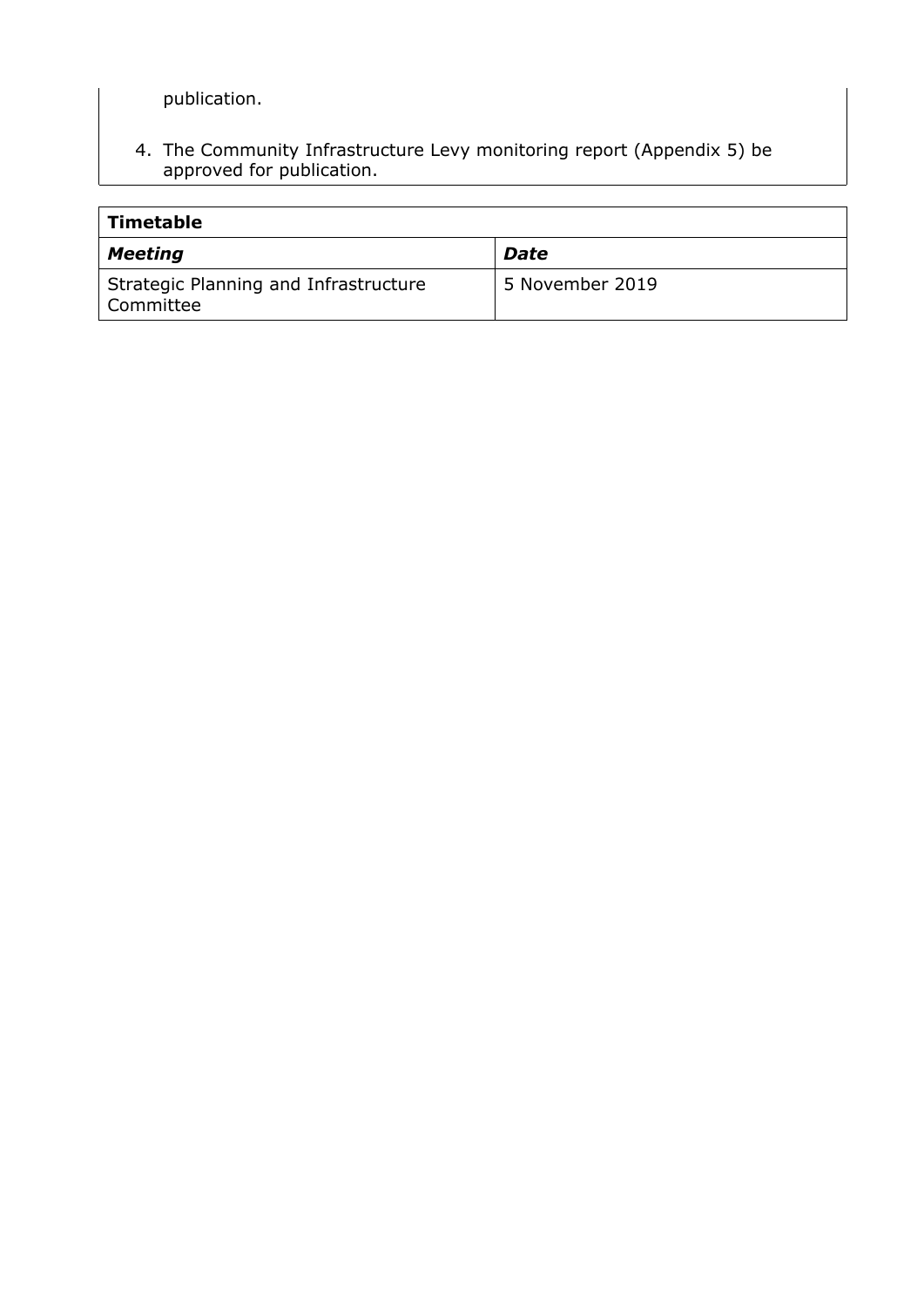publication.

4. The Community Infrastructure Levy monitoring report (Appendix 5) be approved for publication.

| **Timetable** | |
|---|---|
| ***Meeting*** | ***Date*** |
| Strategic Planning and Infrastructure Committee | 5 November 2019 |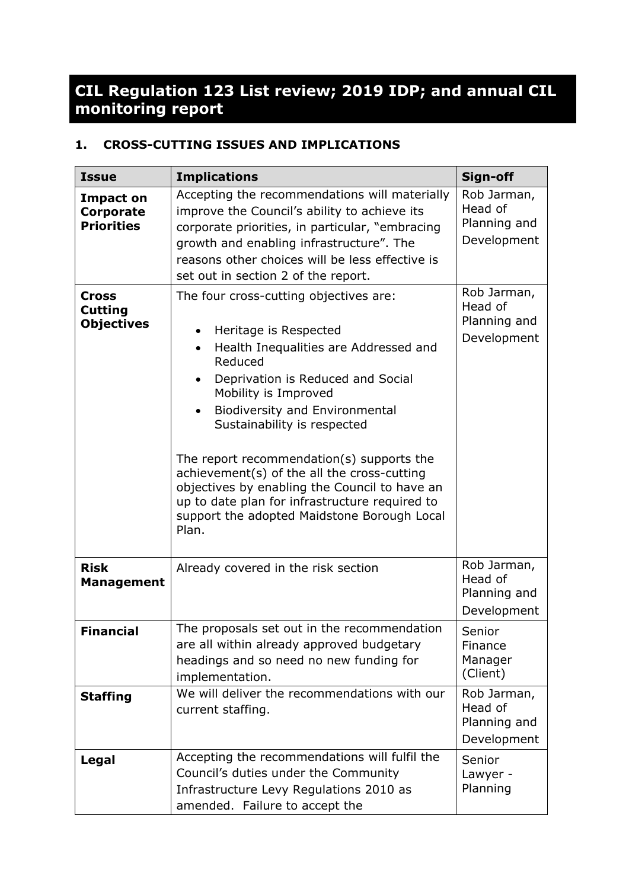# CIL Regulation 123 List review; 2019 IDP; and annual CIL monitoring report

## 1. CROSS-CUTTING ISSUES AND IMPLICATIONS

| Issue | Implications | Sign-off |
|---|---|---|
| **Impact on Corporate Priorities** | Accepting the recommendations will materially improve the Council's ability to achieve its corporate priorities, in particular, "embracing growth and enabling infrastructure". The reasons other choices will be less effective is set out in section 2 of the report. | Rob Jarman, Head of Planning and Development |
| **Cross Cutting Objectives** | The four cross-cutting objectives are:<br>• Heritage is Respected<br>• Health Inequalities are Addressed and Reduced<br>• Deprivation is Reduced and Social Mobility is Improved<br>• Biodiversity and Environmental Sustainability is respected<br><br>The report recommendation(s) supports the achievement(s) of the all the cross-cutting objectives by enabling the Council to have an up to date plan for infrastructure required to support the adopted Maidstone Borough Local Plan. | Rob Jarman, Head of Planning and Development |
| **Risk Management** | Already covered in the risk section | Rob Jarman, Head of Planning and Development |
| **Financial** | The proposals set out in the recommendation are all within already approved budgetary headings and so need no new funding for implementation. | Senior Finance Manager (Client) |
| **Staffing** | We will deliver the recommendations with our current staffing. | Rob Jarman, Head of Planning and Development |
| **Legal** | Accepting the recommendations will fulfil the Council's duties under the Community Infrastructure Levy Regulations 2010 as amended. Failure to accept the | Senior Lawyer - Planning |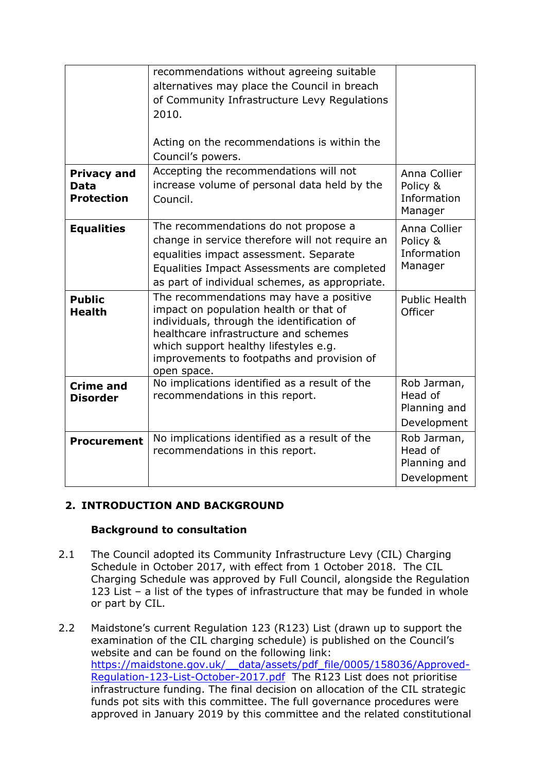| | | |
|---|---|---|
| | recommendations without agreeing suitable alternatives may place the Council in breach of Community Infrastructure Levy Regulations 2010.<br><br>Acting on the recommendations is within the Council's powers. | |
| **Privacy and Data Protection** | Accepting the recommendations will not increase volume of personal data held by the Council. | Anna Collier Policy & Information Manager |
| **Equalities** | The recommendations do not propose a change in service therefore will not require an equalities impact assessment. Separate Equalities Impact Assessments are completed as part of individual schemes, as appropriate. | Anna Collier Policy & Information Manager |
| **Public Health** | The recommendations may have a positive impact on population health or that of individuals, through the identification of healthcare infrastructure and schemes which support healthy lifestyles e.g. improvements to footpaths and provision of open space. | Public Health Officer |
| **Crime and Disorder** | No implications identified as a result of the recommendations in this report. | Rob Jarman, Head of Planning and Development |
| **Procurement** | No implications identified as a result of the recommendations in this report. | Rob Jarman, Head of Planning and Development |

## 2. INTRODUCTION AND BACKGROUND

### Background to consultation

2.1 The Council adopted its Community Infrastructure Levy (CIL) Charging Schedule in October 2017, with effect from 1 October 2018. The CIL Charging Schedule was approved by Full Council, alongside the Regulation 123 List – a list of the types of infrastructure that may be funded in whole or part by CIL.

2.2 Maidstone's current Regulation 123 (R123) List (drawn up to support the examination of the CIL charging schedule) is published on the Council's website and can be found on the following link: [https://maidstone.gov.uk/__data/assets/pdf_file/0005/158036/Approved-Regulation-123-List-October-2017.pdf](https://maidstone.gov.uk/__data/assets/pdf_file/0005/158036/Approved-Regulation-123-List-October-2017.pdf) The R123 List does not prioritise infrastructure funding. The final decision on allocation of the CIL strategic funds pot sits with this committee. The full governance procedures were approved in January 2019 by this committee and the related constitutional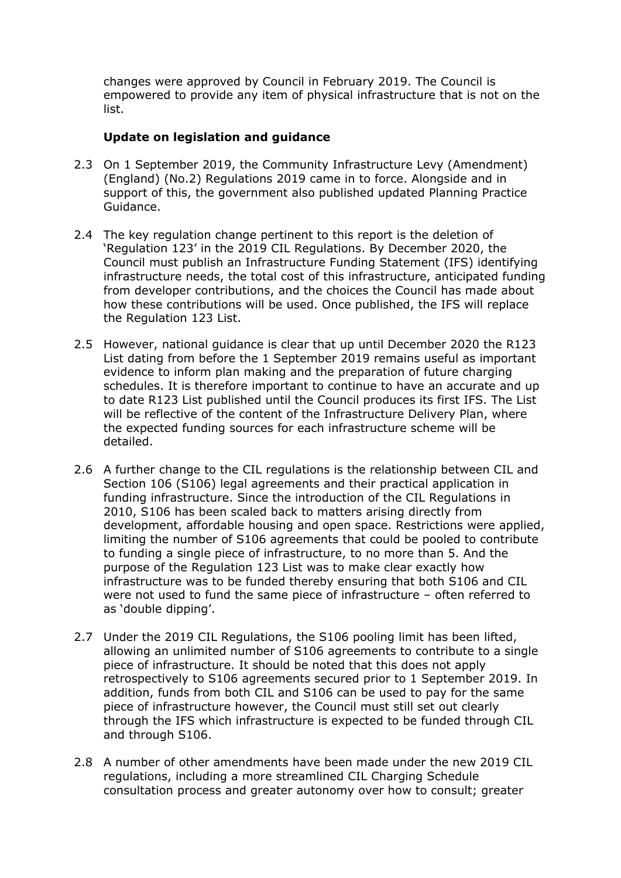changes were approved by Council in February 2019. The Council is empowered to provide any item of physical infrastructure that is not on the list.

**Update on legislation and guidance**

2.3 On 1 September 2019, the Community Infrastructure Levy (Amendment) (England) (No.2) Regulations 2019 came in to force. Alongside and in support of this, the government also published updated Planning Practice Guidance.

2.4 The key regulation change pertinent to this report is the deletion of 'Regulation 123' in the 2019 CIL Regulations. By December 2020, the Council must publish an Infrastructure Funding Statement (IFS) identifying infrastructure needs, the total cost of this infrastructure, anticipated funding from developer contributions, and the choices the Council has made about how these contributions will be used. Once published, the IFS will replace the Regulation 123 List.

2.5 However, national guidance is clear that up until December 2020 the R123 List dating from before the 1 September 2019 remains useful as important evidence to inform plan making and the preparation of future charging schedules. It is therefore important to continue to have an accurate and up to date R123 List published until the Council produces its first IFS. The List will be reflective of the content of the Infrastructure Delivery Plan, where the expected funding sources for each infrastructure scheme will be detailed.

2.6 A further change to the CIL regulations is the relationship between CIL and Section 106 (S106) legal agreements and their practical application in funding infrastructure. Since the introduction of the CIL Regulations in 2010, S106 has been scaled back to matters arising directly from development, affordable housing and open space. Restrictions were applied, limiting the number of S106 agreements that could be pooled to contribute to funding a single piece of infrastructure, to no more than 5. And the purpose of the Regulation 123 List was to make clear exactly how infrastructure was to be funded thereby ensuring that both S106 and CIL were not used to fund the same piece of infrastructure – often referred to as 'double dipping'.

2.7 Under the 2019 CIL Regulations, the S106 pooling limit has been lifted, allowing an unlimited number of S106 agreements to contribute to a single piece of infrastructure. It should be noted that this does not apply retrospectively to S106 agreements secured prior to 1 September 2019. In addition, funds from both CIL and S106 can be used to pay for the same piece of infrastructure however, the Council must still set out clearly through the IFS which infrastructure is expected to be funded through CIL and through S106.

2.8 A number of other amendments have been made under the new 2019 CIL regulations, including a more streamlined CIL Charging Schedule consultation process and greater autonomy over how to consult; greater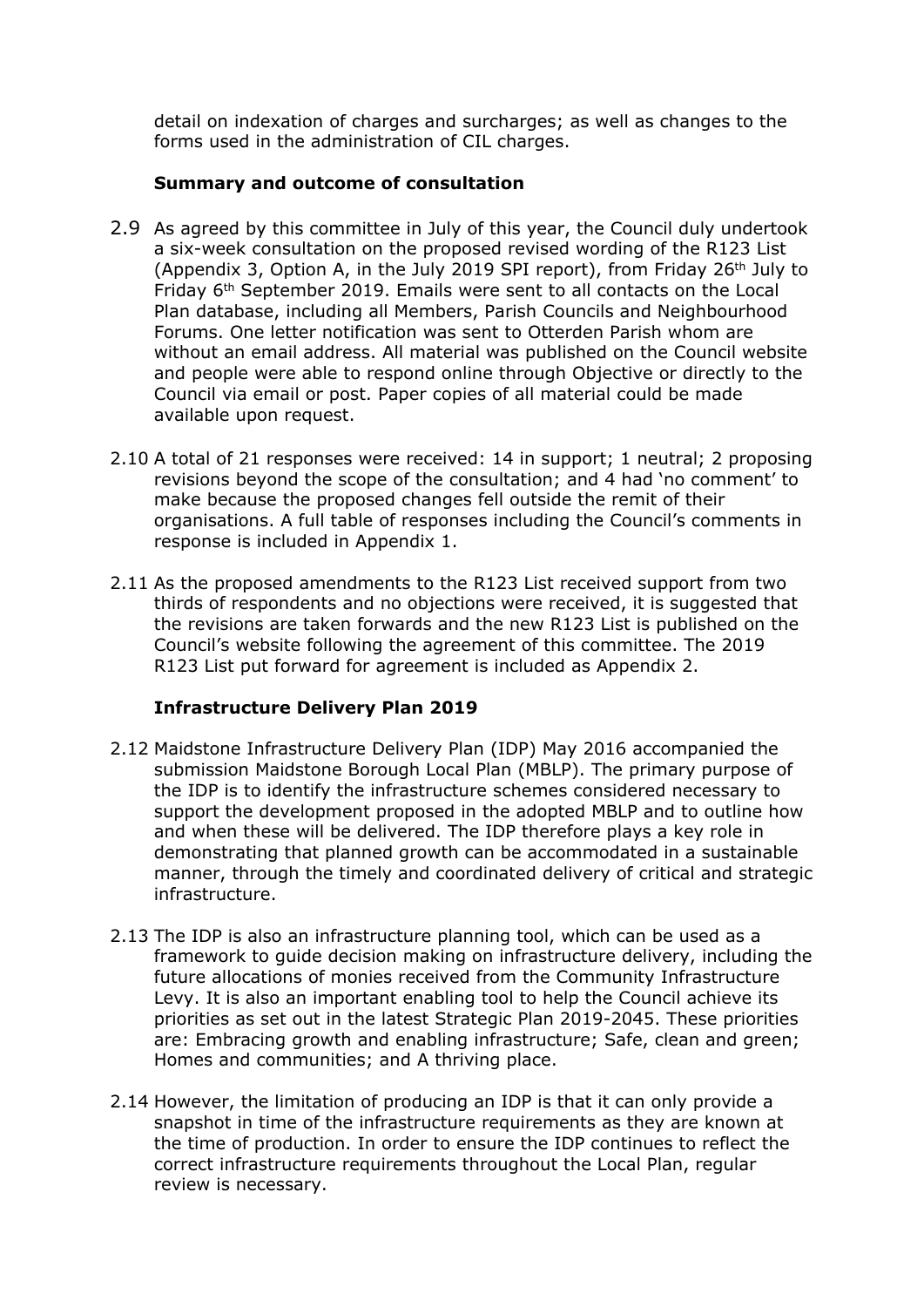detail on indexation of charges and surcharges; as well as changes to the forms used in the administration of CIL charges.

### Summary and outcome of consultation

2.9 As agreed by this committee in July of this year, the Council duly undertook a six-week consultation on the proposed revised wording of the R123 List (Appendix 3, Option A, in the July 2019 SPI report), from Friday 26th July to Friday 6th September 2019. Emails were sent to all contacts on the Local Plan database, including all Members, Parish Councils and Neighbourhood Forums. One letter notification was sent to Otterden Parish whom are without an email address. All material was published on the Council website and people were able to respond online through Objective or directly to the Council via email or post. Paper copies of all material could be made available upon request.

2.10 A total of 21 responses were received: 14 in support; 1 neutral; 2 proposing revisions beyond the scope of the consultation; and 4 had 'no comment' to make because the proposed changes fell outside the remit of their organisations. A full table of responses including the Council's comments in response is included in Appendix 1.

2.11 As the proposed amendments to the R123 List received support from two thirds of respondents and no objections were received, it is suggested that the revisions are taken forwards and the new R123 List is published on the Council's website following the agreement of this committee. The 2019 R123 List put forward for agreement is included as Appendix 2.

### Infrastructure Delivery Plan 2019

2.12 Maidstone Infrastructure Delivery Plan (IDP) May 2016 accompanied the submission Maidstone Borough Local Plan (MBLP). The primary purpose of the IDP is to identify the infrastructure schemes considered necessary to support the development proposed in the adopted MBLP and to outline how and when these will be delivered. The IDP therefore plays a key role in demonstrating that planned growth can be accommodated in a sustainable manner, through the timely and coordinated delivery of critical and strategic infrastructure.

2.13 The IDP is also an infrastructure planning tool, which can be used as a framework to guide decision making on infrastructure delivery, including the future allocations of monies received from the Community Infrastructure Levy. It is also an important enabling tool to help the Council achieve its priorities as set out in the latest Strategic Plan 2019-2045. These priorities are: Embracing growth and enabling infrastructure; Safe, clean and green; Homes and communities; and A thriving place.

2.14 However, the limitation of producing an IDP is that it can only provide a snapshot in time of the infrastructure requirements as they are known at the time of production. In order to ensure the IDP continues to reflect the correct infrastructure requirements throughout the Local Plan, regular review is necessary.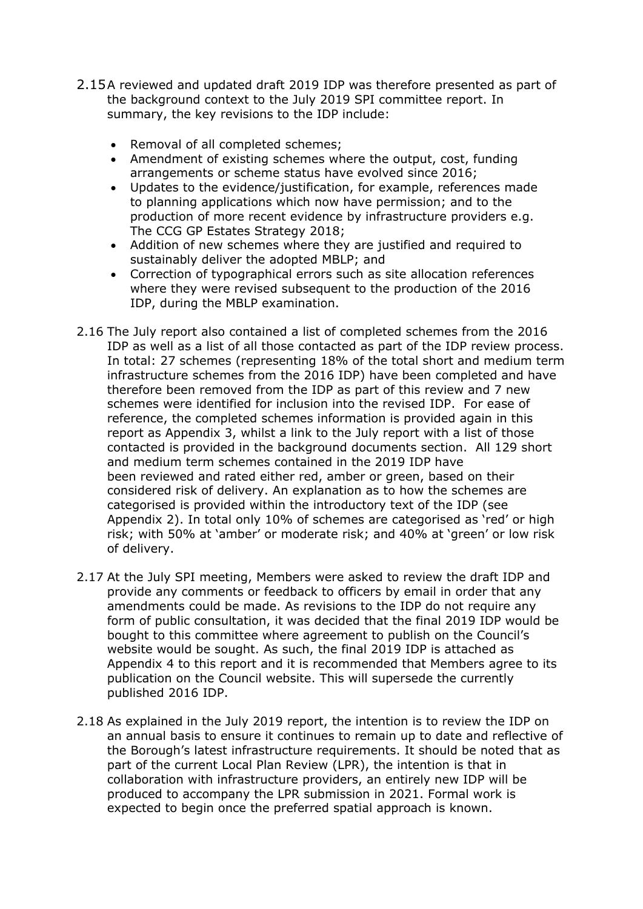2.15 A reviewed and updated draft 2019 IDP was therefore presented as part of the background context to the July 2019 SPI committee report. In summary, the key revisions to the IDP include:

- Removal of all completed schemes;
- Amendment of existing schemes where the output, cost, funding arrangements or scheme status have evolved since 2016;
- Updates to the evidence/justification, for example, references made to planning applications which now have permission; and to the production of more recent evidence by infrastructure providers e.g. The CCG GP Estates Strategy 2018;
- Addition of new schemes where they are justified and required to sustainably deliver the adopted MBLP; and
- Correction of typographical errors such as site allocation references where they were revised subsequent to the production of the 2016 IDP, during the MBLP examination.

2.16 The July report also contained a list of completed schemes from the 2016 IDP as well as a list of all those contacted as part of the IDP review process. In total: 27 schemes (representing 18% of the total short and medium term infrastructure schemes from the 2016 IDP) have been completed and have therefore been removed from the IDP as part of this review and 7 new schemes were identified for inclusion into the revised IDP. For ease of reference, the completed schemes information is provided again in this report as Appendix 3, whilst a link to the July report with a list of those contacted is provided in the background documents section. All 129 short and medium term schemes contained in the 2019 IDP have been reviewed and rated either red, amber or green, based on their considered risk of delivery. An explanation as to how the schemes are categorised is provided within the introductory text of the IDP (see Appendix 2). In total only 10% of schemes are categorised as 'red' or high risk; with 50% at 'amber' or moderate risk; and 40% at 'green' or low risk of delivery.

2.17 At the July SPI meeting, Members were asked to review the draft IDP and provide any comments or feedback to officers by email in order that any amendments could be made. As revisions to the IDP do not require any form of public consultation, it was decided that the final 2019 IDP would be bought to this committee where agreement to publish on the Council's website would be sought. As such, the final 2019 IDP is attached as Appendix 4 to this report and it is recommended that Members agree to its publication on the Council website. This will supersede the currently published 2016 IDP.

2.18 As explained in the July 2019 report, the intention is to review the IDP on an annual basis to ensure it continues to remain up to date and reflective of the Borough's latest infrastructure requirements. It should be noted that as part of the current Local Plan Review (LPR), the intention is that in collaboration with infrastructure providers, an entirely new IDP will be produced to accompany the LPR submission in 2021. Formal work is expected to begin once the preferred spatial approach is known.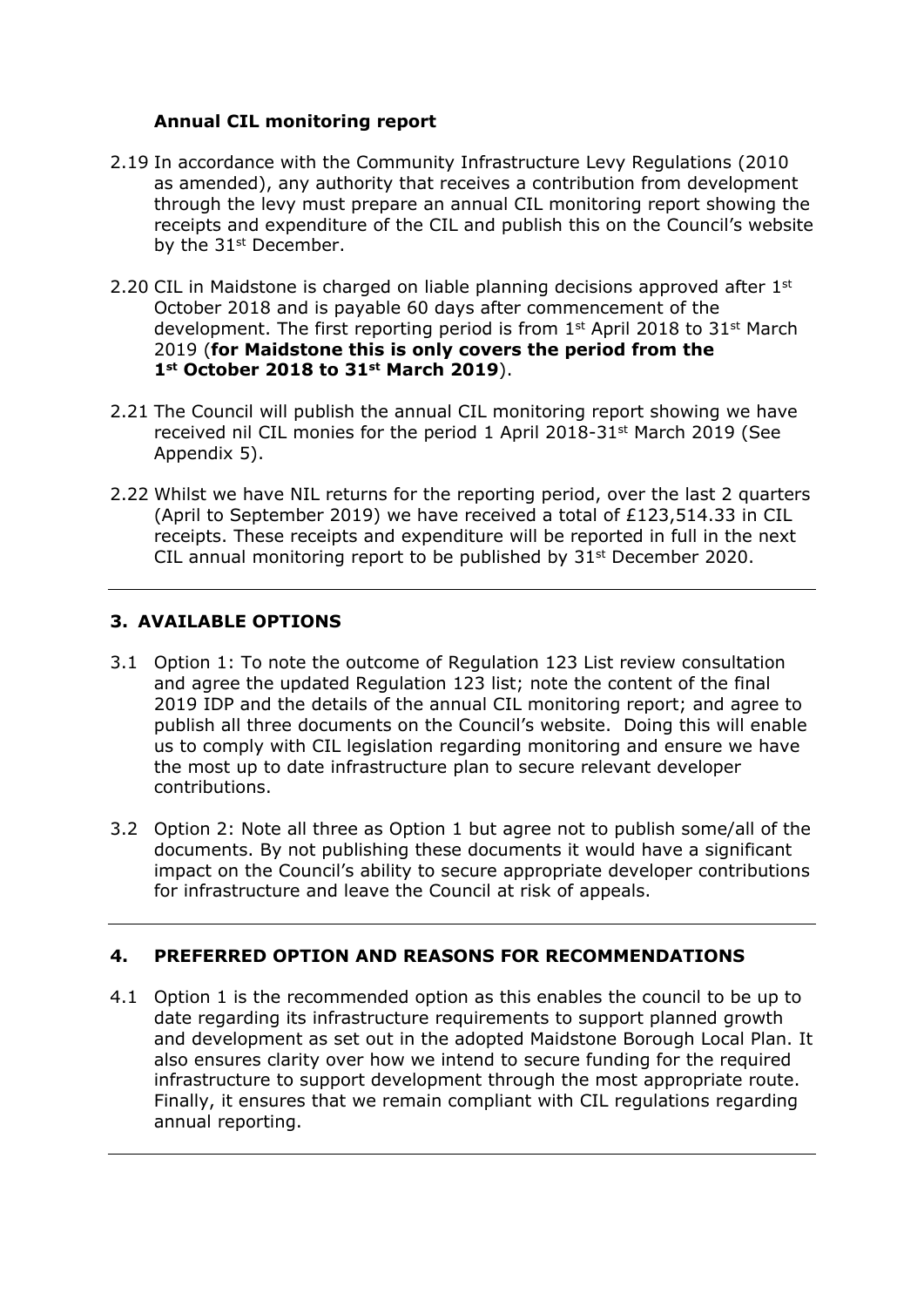### Annual CIL monitoring report

2.19 In accordance with the Community Infrastructure Levy Regulations (2010 as amended), any authority that receives a contribution from development through the levy must prepare an annual CIL monitoring report showing the receipts and expenditure of the CIL and publish this on the Council's website by the 31st December.

2.20 CIL in Maidstone is charged on liable planning decisions approved after 1st October 2018 and is payable 60 days after commencement of the development. The first reporting period is from 1st April 2018 to 31st March 2019 (**for Maidstone this is only covers the period from the 1st October 2018 to 31st March 2019**).

2.21 The Council will publish the annual CIL monitoring report showing we have received nil CIL monies for the period 1 April 2018-31st March 2019 (See Appendix 5).

2.22 Whilst we have NIL returns for the reporting period, over the last 2 quarters (April to September 2019) we have received a total of £123,514.33 in CIL receipts. These receipts and expenditure will be reported in full in the next CIL annual monitoring report to be published by 31st December 2020.

---

## 3. AVAILABLE OPTIONS

3.1 Option 1: To note the outcome of Regulation 123 List review consultation and agree the updated Regulation 123 list; note the content of the final 2019 IDP and the details of the annual CIL monitoring report; and agree to publish all three documents on the Council's website. Doing this will enable us to comply with CIL legislation regarding monitoring and ensure we have the most up to date infrastructure plan to secure relevant developer contributions.

3.2 Option 2: Note all three as Option 1 but agree not to publish some/all of the documents. By not publishing these documents it would have a significant impact on the Council's ability to secure appropriate developer contributions for infrastructure and leave the Council at risk of appeals.

---

## 4. PREFERRED OPTION AND REASONS FOR RECOMMENDATIONS

4.1 Option 1 is the recommended option as this enables the council to be up to date regarding its infrastructure requirements to support planned growth and development as set out in the adopted Maidstone Borough Local Plan. It also ensures clarity over how we intend to secure funding for the required infrastructure to support development through the most appropriate route. Finally, it ensures that we remain compliant with CIL regulations regarding annual reporting.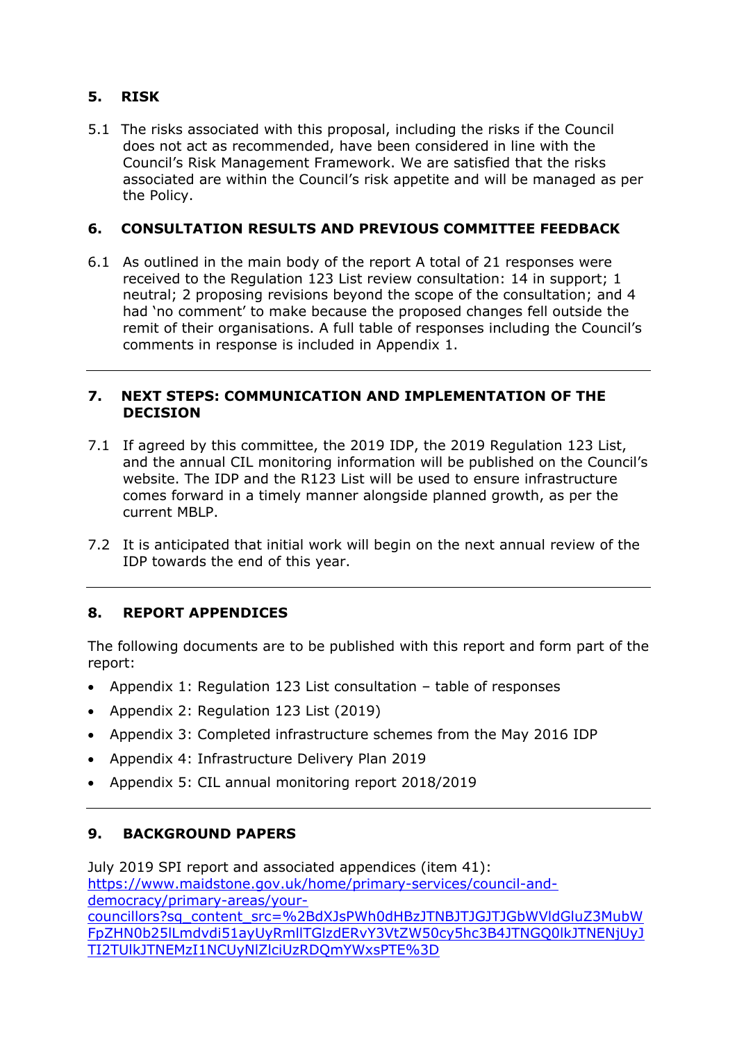## 5. RISK

5.1 The risks associated with this proposal, including the risks if the Council does not act as recommended, have been considered in line with the Council's Risk Management Framework. We are satisfied that the risks associated are within the Council's risk appetite and will be managed as per the Policy.

## 6. CONSULTATION RESULTS AND PREVIOUS COMMITTEE FEEDBACK

6.1 As outlined in the main body of the report A total of 21 responses were received to the Regulation 123 List review consultation: 14 in support; 1 neutral; 2 proposing revisions beyond the scope of the consultation; and 4 had 'no comment' to make because the proposed changes fell outside the remit of their organisations. A full table of responses including the Council's comments in response is included in Appendix 1.

---

## 7. NEXT STEPS: COMMUNICATION AND IMPLEMENTATION OF THE DECISION

7.1 If agreed by this committee, the 2019 IDP, the 2019 Regulation 123 List, and the annual CIL monitoring information will be published on the Council's website. The IDP and the R123 List will be used to ensure infrastructure comes forward in a timely manner alongside planned growth, as per the current MBLP.

7.2 It is anticipated that initial work will begin on the next annual review of the IDP towards the end of this year.

---

## 8. REPORT APPENDICES

The following documents are to be published with this report and form part of the report:

- Appendix 1: Regulation 123 List consultation – table of responses
- Appendix 2: Regulation 123 List (2019)
- Appendix 3: Completed infrastructure schemes from the May 2016 IDP
- Appendix 4: Infrastructure Delivery Plan 2019
- Appendix 5: CIL annual monitoring report 2018/2019

---

## 9. BACKGROUND PAPERS

July 2019 SPI report and associated appendices (item 41):
https://www.maidstone.gov.uk/home/primary-services/council-and-democracy/primary-areas/your-councillors?sq_content_src=%2BdXJsPWh0dHBzJTNBJTJGJTJGbWVldGluZ3MubWFpZHN0b25lLmdvdi51ayUyRmllTGlzdERvY3VtZW50cy5hc3B4JTNGQ0lkJTNENjUyJTI2TUlkJTNEMzI1NCUyNlZlciUzRDQmYWxsPTE%3D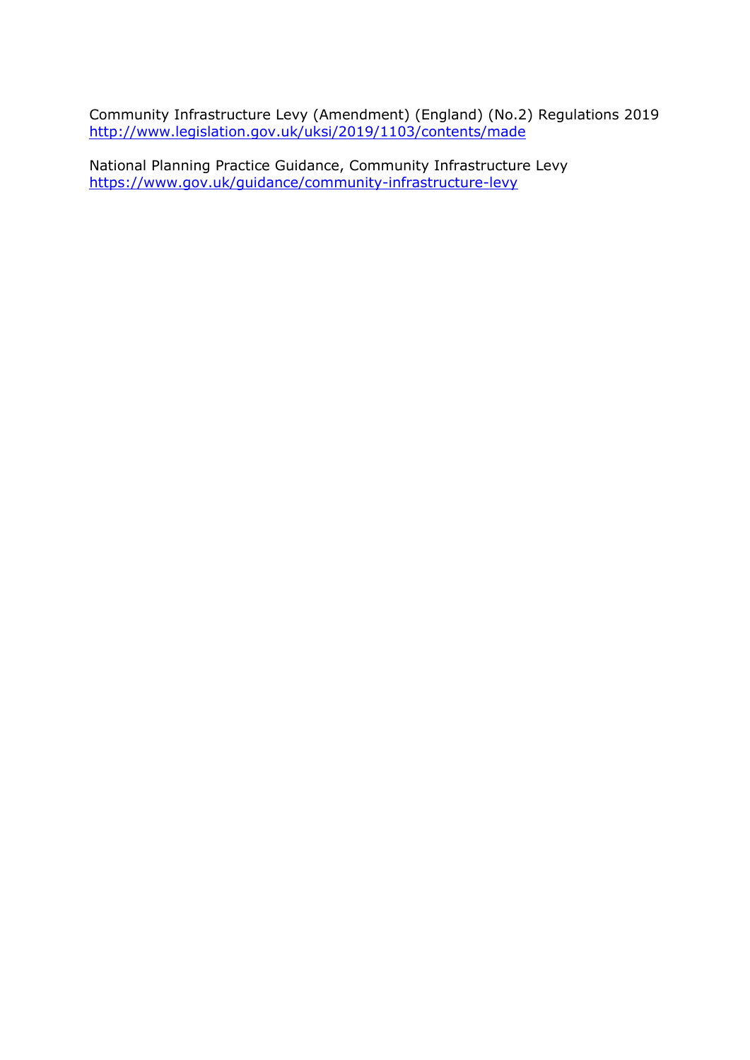Community Infrastructure Levy (Amendment) (England) (No.2) Regulations 2019
http://www.legislation.gov.uk/uksi/2019/1103/contents/made

National Planning Practice Guidance, Community Infrastructure Levy
https://www.gov.uk/guidance/community-infrastructure-levy